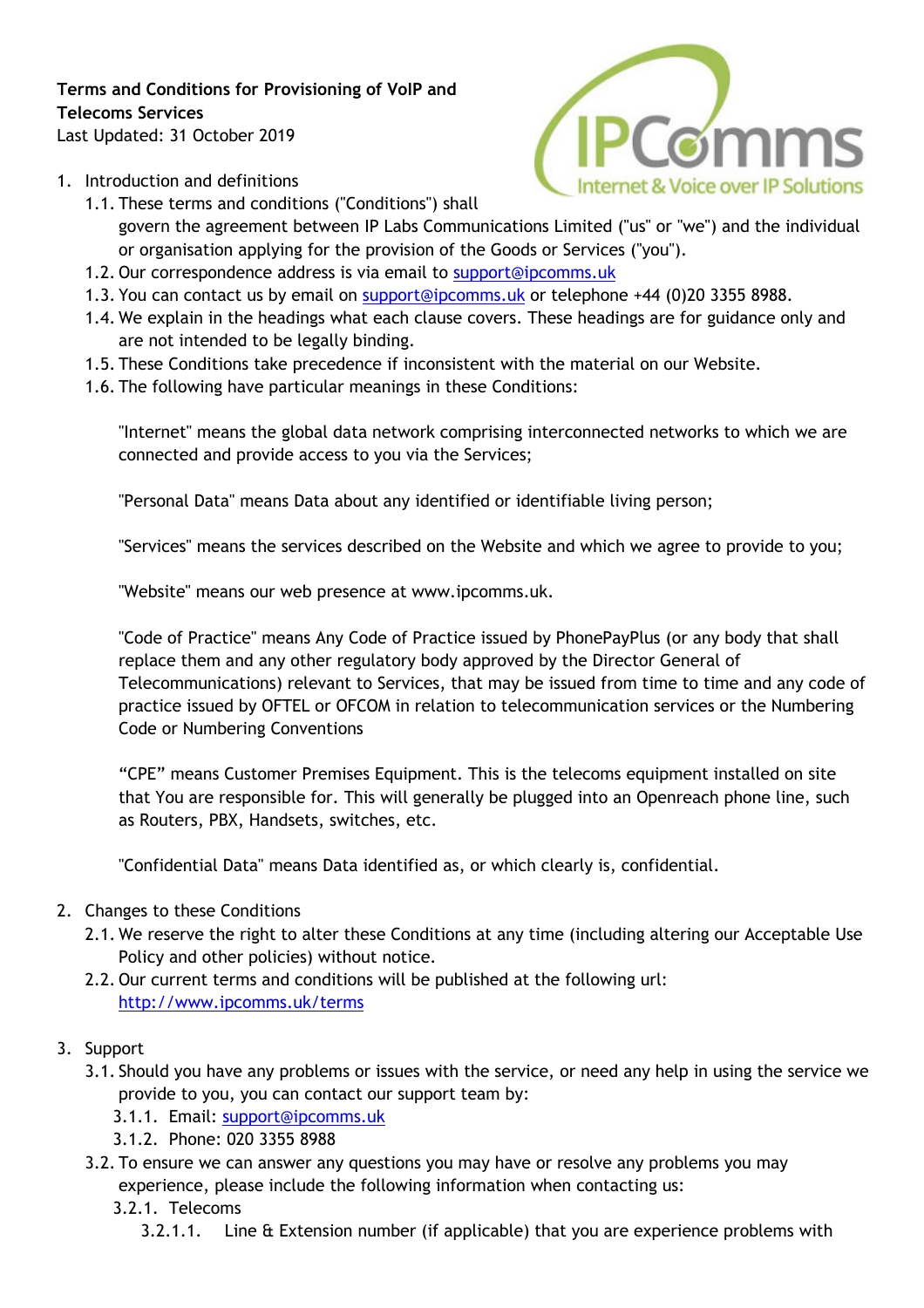**Terms and Conditions for Provisioning of VoIP and Telecoms Services**

Last Updated: 31 October 2019

1. Introduction and definitions
   1.1. These terms and conditions ("Conditions") shall govern the agreement between IP Labs Communications Limited ("us" or "we") and the individual or organisation applying for the provision of the Goods or Services ("you").
   1.2. Our correspondence address is via email to support@ipcomms.uk
   1.3. You can contact us by email on support@ipcomms.uk or telephone +44 (0)20 3355 8988.
   1.4. We explain in the headings what each clause covers. These headings are for guidance only and are not intended to be legally binding.
   1.5. These Conditions take precedence if inconsistent with the material on our Website.
   1.6. The following have particular meanings in these Conditions:

   "Internet" means the global data network comprising interconnected networks to which we are connected and provide access to you via the Services;

   "Personal Data" means Data about any identified or identifiable living person;

   "Services" means the services described on the Website and which we agree to provide to you;

   "Website" means our web presence at www.ipcomms.uk.

   "Code of Practice" means Any Code of Practice issued by PhonePayPlus (or any body that shall replace them and any other regulatory body approved by the Director General of Telecommunications) relevant to Services, that may be issued from time to time and any code of practice issued by OFTEL or OFCOM in relation to telecommunication services or the Numbering Code or Numbering Conventions

   "CPE" means Customer Premises Equipment. This is the telecoms equipment installed on site that You are responsible for. This will generally be plugged into an Openreach phone line, such as Routers, PBX, Handsets, switches, etc.

   "Confidential Data" means Data identified as, or which clearly is, confidential.

2. Changes to these Conditions
   2.1. We reserve the right to alter these Conditions at any time (including altering our Acceptable Use Policy and other policies) without notice.
   2.2. Our current terms and conditions will be published at the following url: http://www.ipcomms.uk/terms

3. Support
   3.1. Should you have any problems or issues with the service, or need any help in using the service we provide to you, you can contact our support team by:
      3.1.1. Email: support@ipcomms.uk
      3.1.2. Phone: 020 3355 8988
   3.2. To ensure we can answer any questions you may have or resolve any problems you may experience, please include the following information when contacting us:
      3.2.1. Telecoms
         3.2.1.1. Line & Extension number (if applicable) that you are experience problems with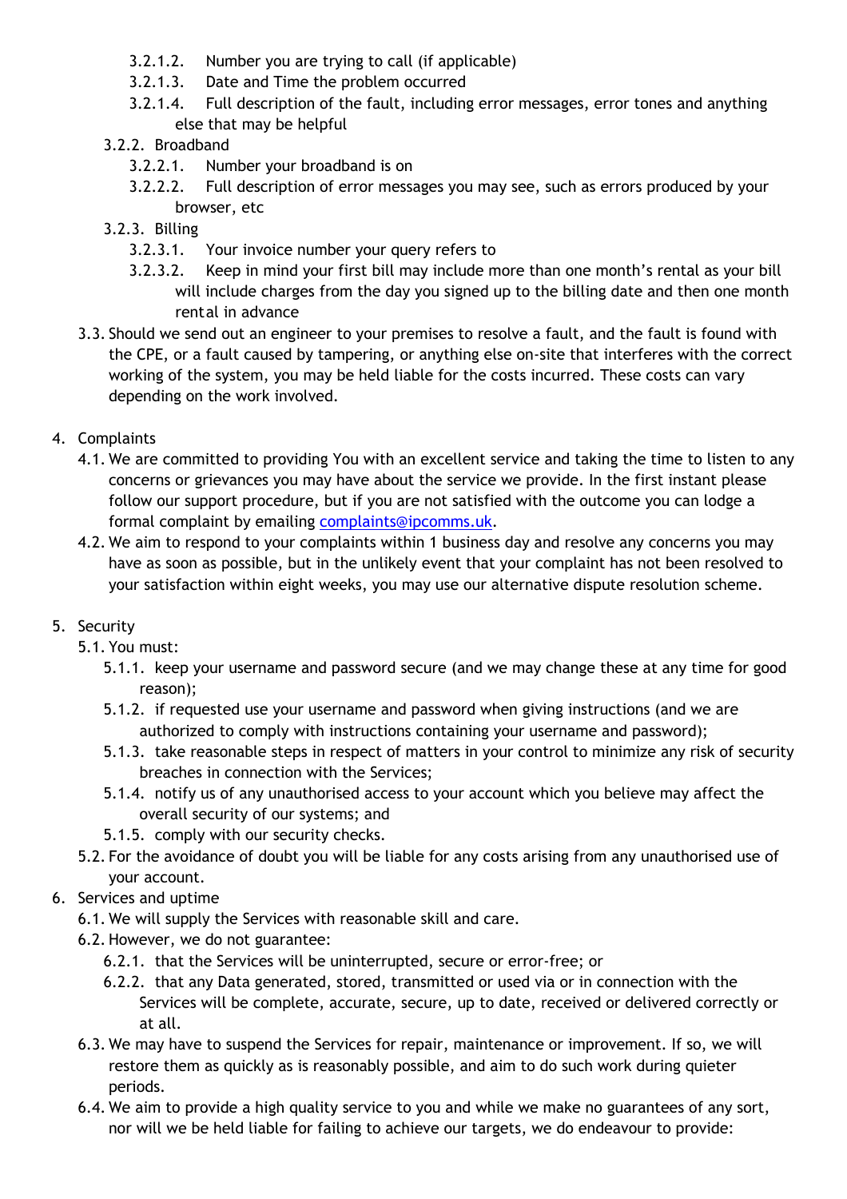- 3.2.1.2. Number you are trying to call (if applicable)
- 3.2.1.3. Date and Time the problem occurred
- 3.2.1.4. Full description of the fault, including error messages, error tones and anything else that may be helpful

3.2.2. Broadband

- 3.2.2.1. Number your broadband is on
- 3.2.2.2. Full description of error messages you may see, such as errors produced by your browser, etc

3.2.3. Billing

- 3.2.3.1. Your invoice number your query refers to
- 3.2.3.2. Keep in mind your first bill may include more than one month's rental as your bill will include charges from the day you signed up to the billing date and then one month rental in advance

3.3. Should we send out an engineer to your premises to resolve a fault, and the fault is found with the CPE, or a fault caused by tampering, or anything else on-site that interferes with the correct working of the system, you may be held liable for the costs incurred. These costs can vary depending on the work involved.

4. Complaints

4.1. We are committed to providing You with an excellent service and taking the time to listen to any concerns or grievances you may have about the service we provide. In the first instant please follow our support procedure, but if you are not satisfied with the outcome you can lodge a formal complaint by emailing complaints@ipcomms.uk.

4.2. We aim to respond to your complaints within 1 business day and resolve any concerns you may have as soon as possible, but in the unlikely event that your complaint has not been resolved to your satisfaction within eight weeks, you may use our alternative dispute resolution scheme.

5. Security

5.1. You must:

- 5.1.1. keep your username and password secure (and we may change these at any time for good reason);
- 5.1.2. if requested use your username and password when giving instructions (and we are authorized to comply with instructions containing your username and password);
- 5.1.3. take reasonable steps in respect of matters in your control to minimize any risk of security breaches in connection with the Services;
- 5.1.4. notify us of any unauthorised access to your account which you believe may affect the overall security of our systems; and
- 5.1.5. comply with our security checks.

5.2. For the avoidance of doubt you will be liable for any costs arising from any unauthorised use of your account.

6. Services and uptime

6.1. We will supply the Services with reasonable skill and care.

6.2. However, we do not guarantee:

- 6.2.1. that the Services will be uninterrupted, secure or error-free; or
- 6.2.2. that any Data generated, stored, transmitted or used via or in connection with the Services will be complete, accurate, secure, up to date, received or delivered correctly or at all.

6.3. We may have to suspend the Services for repair, maintenance or improvement. If so, we will restore them as quickly as is reasonably possible, and aim to do such work during quieter periods.

6.4. We aim to provide a high quality service to you and while we make no guarantees of any sort, nor will we be held liable for failing to achieve our targets, we do endeavour to provide: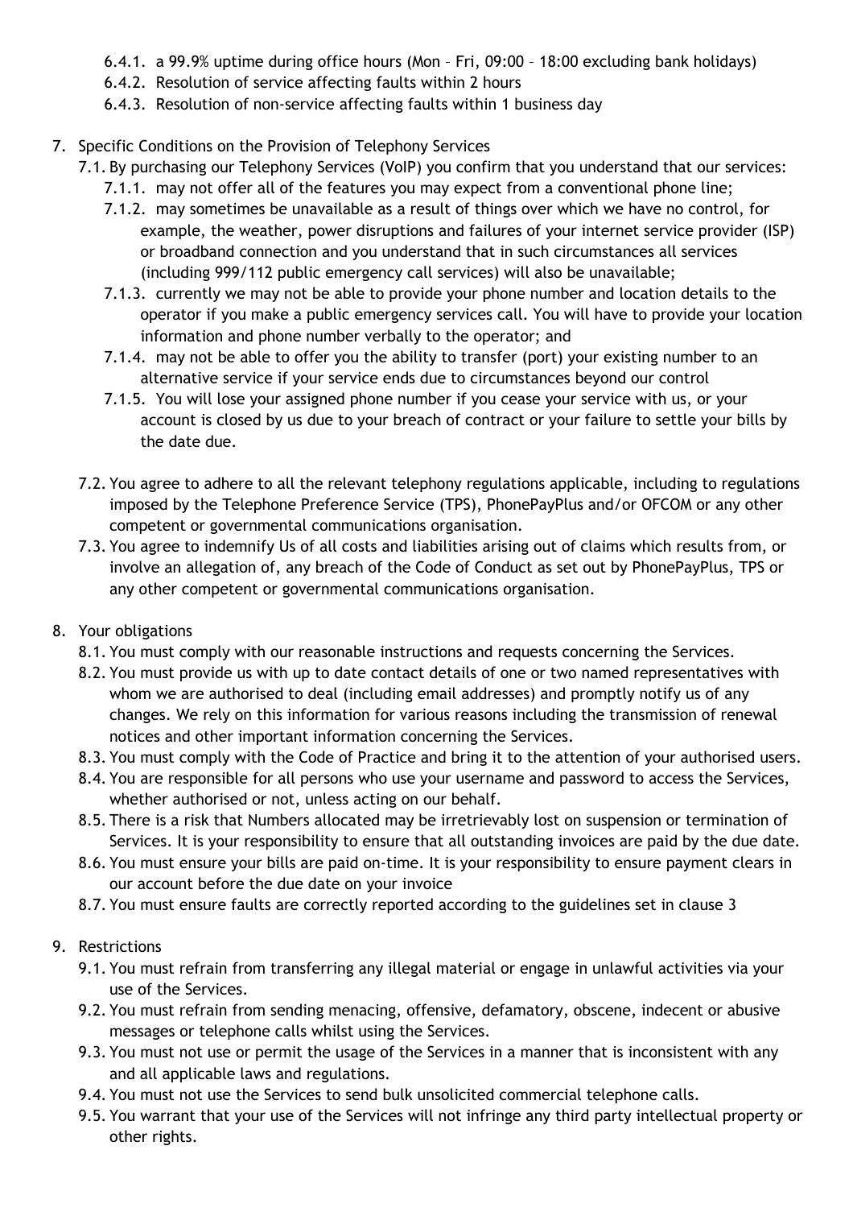6.4.1. a 99.9% uptime during office hours (Mon – Fri, 09:00 – 18:00 excluding bank holidays)

6.4.2. Resolution of service affecting faults within 2 hours

6.4.3. Resolution of non-service affecting faults within 1 business day

7. Specific Conditions on the Provision of Telephony Services

7.1. By purchasing our Telephony Services (VoIP) you confirm that you understand that our services:

7.1.1. may not offer all of the features you may expect from a conventional phone line;

7.1.2. may sometimes be unavailable as a result of things over which we have no control, for example, the weather, power disruptions and failures of your internet service provider (ISP) or broadband connection and you understand that in such circumstances all services (including 999/112 public emergency call services) will also be unavailable;

7.1.3. currently we may not be able to provide your phone number and location details to the operator if you make a public emergency services call. You will have to provide your location information and phone number verbally to the operator; and

7.1.4. may not be able to offer you the ability to transfer (port) your existing number to an alternative service if your service ends due to circumstances beyond our control

7.1.5. You will lose your assigned phone number if you cease your service with us, or your account is closed by us due to your breach of contract or your failure to settle your bills by the date due.

7.2. You agree to adhere to all the relevant telephony regulations applicable, including to regulations imposed by the Telephone Preference Service (TPS), PhonePayPlus and/or OFCOM or any other competent or governmental communications organisation.

7.3. You agree to indemnify Us of all costs and liabilities arising out of claims which results from, or involve an allegation of, any breach of the Code of Conduct as set out by PhonePayPlus, TPS or any other competent or governmental communications organisation.

8. Your obligations

8.1. You must comply with our reasonable instructions and requests concerning the Services.

8.2. You must provide us with up to date contact details of one or two named representatives with whom we are authorised to deal (including email addresses) and promptly notify us of any changes. We rely on this information for various reasons including the transmission of renewal notices and other important information concerning the Services.

8.3. You must comply with the Code of Practice and bring it to the attention of your authorised users.

8.4. You are responsible for all persons who use your username and password to access the Services, whether authorised or not, unless acting on our behalf.

8.5. There is a risk that Numbers allocated may be irretrievably lost on suspension or termination of Services. It is your responsibility to ensure that all outstanding invoices are paid by the due date.

8.6. You must ensure your bills are paid on-time. It is your responsibility to ensure payment clears in our account before the due date on your invoice

8.7. You must ensure faults are correctly reported according to the guidelines set in clause 3

9. Restrictions

9.1. You must refrain from transferring any illegal material or engage in unlawful activities via your use of the Services.

9.2. You must refrain from sending menacing, offensive, defamatory, obscene, indecent or abusive messages or telephone calls whilst using the Services.

9.3. You must not use or permit the usage of the Services in a manner that is inconsistent with any and all applicable laws and regulations.

9.4. You must not use the Services to send bulk unsolicited commercial telephone calls.

9.5. You warrant that your use of the Services will not infringe any third party intellectual property or other rights.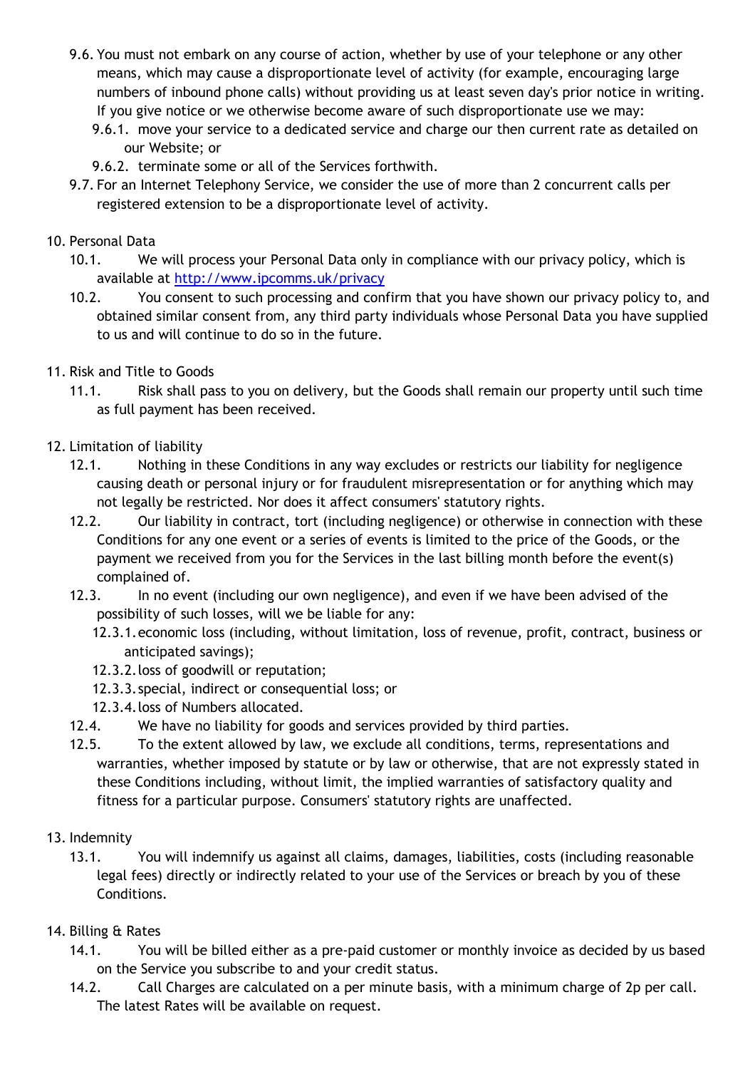9.6. You must not embark on any course of action, whether by use of your telephone or any other means, which may cause a disproportionate level of activity (for example, encouraging large numbers of inbound phone calls) without providing us at least seven day's prior notice in writing. If you give notice or we otherwise become aware of such disproportionate use we may:

   9.6.1. move your service to a dedicated service and charge our then current rate as detailed on our Website; or

   9.6.2. terminate some or all of the Services forthwith.

9.7. For an Internet Telephony Service, we consider the use of more than 2 concurrent calls per registered extension to be a disproportionate level of activity.

10. Personal Data

   10.1. We will process your Personal Data only in compliance with our privacy policy, which is available at [http://www.ipcomms.uk/privacy](http://www.ipcomms.uk/privacy)

   10.2. You consent to such processing and confirm that you have shown our privacy policy to, and obtained similar consent from, any third party individuals whose Personal Data you have supplied to us and will continue to do so in the future.

11. Risk and Title to Goods

   11.1. Risk shall pass to you on delivery, but the Goods shall remain our property until such time as full payment has been received.

12. Limitation of liability

   12.1. Nothing in these Conditions in any way excludes or restricts our liability for negligence causing death or personal injury or for fraudulent misrepresentation or for anything which may not legally be restricted. Nor does it affect consumers' statutory rights.

   12.2. Our liability in contract, tort (including negligence) or otherwise in connection with these Conditions for any one event or a series of events is limited to the price of the Goods, or the payment we received from you for the Services in the last billing month before the event(s) complained of.

   12.3. In no event (including our own negligence), and even if we have been advised of the possibility of such losses, will we be liable for any:

      12.3.1. economic loss (including, without limitation, loss of revenue, profit, contract, business or anticipated savings);

      12.3.2. loss of goodwill or reputation;

      12.3.3. special, indirect or consequential loss; or

      12.3.4. loss of Numbers allocated.

   12.4. We have no liability for goods and services provided by third parties.

   12.5. To the extent allowed by law, we exclude all conditions, terms, representations and warranties, whether imposed by statute or by law or otherwise, that are not expressly stated in these Conditions including, without limit, the implied warranties of satisfactory quality and fitness for a particular purpose. Consumers' statutory rights are unaffected.

13. Indemnity

   13.1. You will indemnify us against all claims, damages, liabilities, costs (including reasonable legal fees) directly or indirectly related to your use of the Services or breach by you of these Conditions.

14. Billing & Rates

   14.1. You will be billed either as a pre-paid customer or monthly invoice as decided by us based on the Service you subscribe to and your credit status.

   14.2. Call Charges are calculated on a per minute basis, with a minimum charge of 2p per call. The latest Rates will be available on request.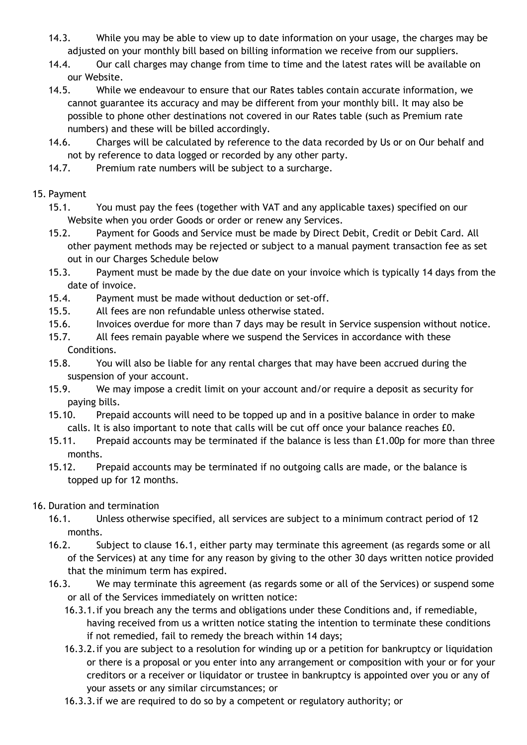14.3. While you may be able to view up to date information on your usage, the charges may be adjusted on your monthly bill based on billing information we receive from our suppliers.

14.4. Our call charges may change from time to time and the latest rates will be available on our Website.

14.5. While we endeavour to ensure that our Rates tables contain accurate information, we cannot guarantee its accuracy and may be different from your monthly bill. It may also be possible to phone other destinations not covered in our Rates table (such as Premium rate numbers) and these will be billed accordingly.

14.6. Charges will be calculated by reference to the data recorded by Us or on Our behalf and not by reference to data logged or recorded by any other party.

14.7. Premium rate numbers will be subject to a surcharge.

15. Payment

15.1. You must pay the fees (together with VAT and any applicable taxes) specified on our Website when you order Goods or order or renew any Services.

15.2. Payment for Goods and Service must be made by Direct Debit, Credit or Debit Card. All other payment methods may be rejected or subject to a manual payment transaction fee as set out in our Charges Schedule below

15.3. Payment must be made by the due date on your invoice which is typically 14 days from the date of invoice.

15.4. Payment must be made without deduction or set-off.

15.5. All fees are non refundable unless otherwise stated.

15.6. Invoices overdue for more than 7 days may be result in Service suspension without notice.

15.7. All fees remain payable where we suspend the Services in accordance with these Conditions.

15.8. You will also be liable for any rental charges that may have been accrued during the suspension of your account.

15.9. We may impose a credit limit on your account and/or require a deposit as security for paying bills.

15.10. Prepaid accounts will need to be topped up and in a positive balance in order to make calls. It is also important to note that calls will be cut off once your balance reaches £0.

15.11. Prepaid accounts may be terminated if the balance is less than £1.00p for more than three months.

15.12. Prepaid accounts may be terminated if no outgoing calls are made, or the balance is topped up for 12 months.

16. Duration and termination

16.1. Unless otherwise specified, all services are subject to a minimum contract period of 12 months.

16.2. Subject to clause 16.1, either party may terminate this agreement (as regards some or all of the Services) at any time for any reason by giving to the other 30 days written notice provided that the minimum term has expired.

16.3. We may terminate this agreement (as regards some or all of the Services) or suspend some or all of the Services immediately on written notice:

16.3.1. if you breach any the terms and obligations under these Conditions and, if remediable, having received from us a written notice stating the intention to terminate these conditions if not remedied, fail to remedy the breach within 14 days;

16.3.2. if you are subject to a resolution for winding up or a petition for bankruptcy or liquidation or there is a proposal or you enter into any arrangement or composition with your or for your creditors or a receiver or liquidator or trustee in bankruptcy is appointed over you or any of your assets or any similar circumstances; or

16.3.3. if we are required to do so by a competent or regulatory authority; or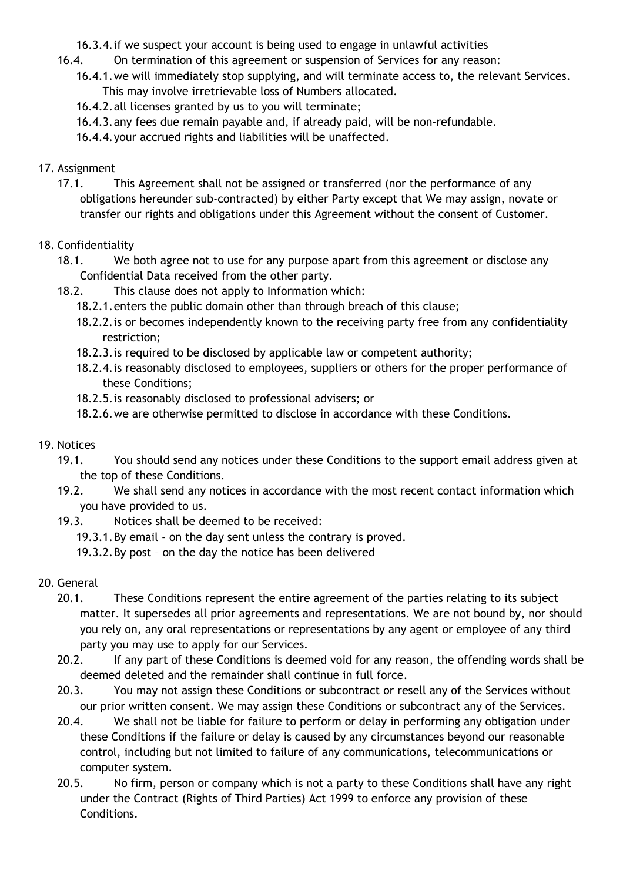16.3.4. if we suspect your account is being used to engage in unlawful activities

16.4. On termination of this agreement or suspension of Services for any reason:

16.4.1. we will immediately stop supplying, and will terminate access to, the relevant Services. This may involve irretrievable loss of Numbers allocated.

16.4.2. all licenses granted by us to you will terminate;

16.4.3. any fees due remain payable and, if already paid, will be non-refundable.

16.4.4. your accrued rights and liabilities will be unaffected.

17. Assignment

17.1. This Agreement shall not be assigned or transferred (nor the performance of any obligations hereunder sub-contracted) by either Party except that We may assign, novate or transfer our rights and obligations under this Agreement without the consent of Customer.

18. Confidentiality

18.1. We both agree not to use for any purpose apart from this agreement or disclose any Confidential Data received from the other party.

18.2. This clause does not apply to Information which:

18.2.1. enters the public domain other than through breach of this clause;

18.2.2. is or becomes independently known to the receiving party free from any confidentiality restriction;

18.2.3. is required to be disclosed by applicable law or competent authority;

18.2.4. is reasonably disclosed to employees, suppliers or others for the proper performance of these Conditions;

18.2.5. is reasonably disclosed to professional advisers; or

18.2.6. we are otherwise permitted to disclose in accordance with these Conditions.

19. Notices

19.1. You should send any notices under these Conditions to the support email address given at the top of these Conditions.

19.2. We shall send any notices in accordance with the most recent contact information which you have provided to us.

19.3. Notices shall be deemed to be received:

19.3.1. By email - on the day sent unless the contrary is proved.

19.3.2. By post – on the day the notice has been delivered

20. General

20.1. These Conditions represent the entire agreement of the parties relating to its subject matter. It supersedes all prior agreements and representations. We are not bound by, nor should you rely on, any oral representations or representations by any agent or employee of any third party you may use to apply for our Services.

20.2. If any part of these Conditions is deemed void for any reason, the offending words shall be deemed deleted and the remainder shall continue in full force.

20.3. You may not assign these Conditions or subcontract or resell any of the Services without our prior written consent. We may assign these Conditions or subcontract any of the Services.

20.4. We shall not be liable for failure to perform or delay in performing any obligation under these Conditions if the failure or delay is caused by any circumstances beyond our reasonable control, including but not limited to failure of any communications, telecommunications or computer system.

20.5. No firm, person or company which is not a party to these Conditions shall have any right under the Contract (Rights of Third Parties) Act 1999 to enforce any provision of these Conditions.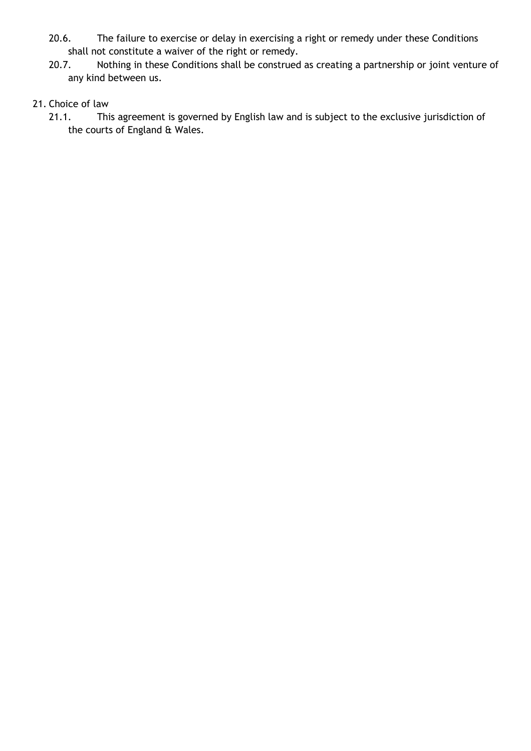20.6. The failure to exercise or delay in exercising a right or remedy under these Conditions shall not constitute a waiver of the right or remedy.

20.7. Nothing in these Conditions shall be construed as creating a partnership or joint venture of any kind between us.

21. Choice of law

21.1. This agreement is governed by English law and is subject to the exclusive jurisdiction of the courts of England & Wales.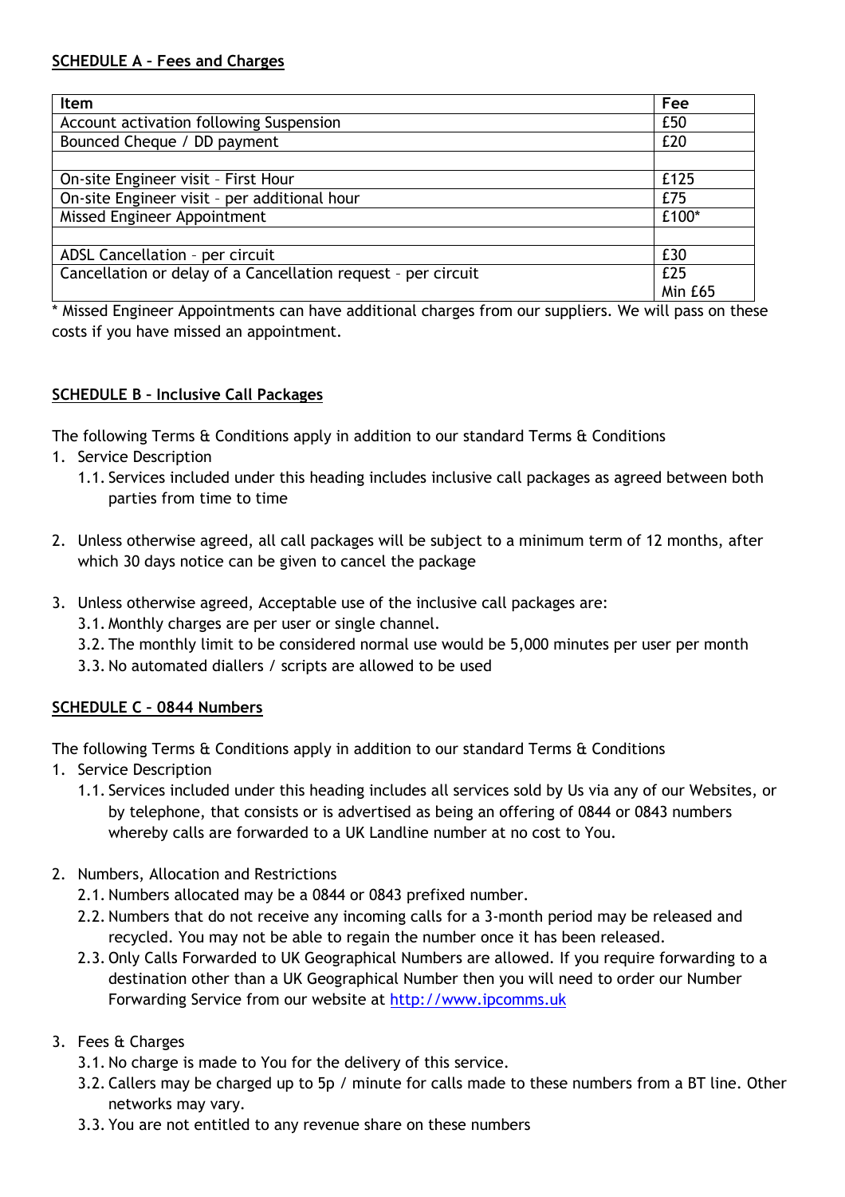## SCHEDULE A – Fees and Charges

| Item | Fee |
|---|---|
| Account activation following Suspension | £50 |
| Bounced Cheque / DD payment | £20 |
| | |
| On-site Engineer visit – First Hour | £125 |
| On-site Engineer visit – per additional hour | £75 |
| Missed Engineer Appointment | £100* |
| | |
| ADSL Cancellation – per circuit | £30 |
| Cancellation or delay of a Cancellation request – per circuit | £25 Min £65 |

\* Missed Engineer Appointments can have additional charges from our suppliers. We will pass on these costs if you have missed an appointment.

## SCHEDULE B – Inclusive Call Packages

The following Terms & Conditions apply in addition to our standard Terms & Conditions

1. Service Description
   1.1. Services included under this heading includes inclusive call packages as agreed between both parties from time to time

2. Unless otherwise agreed, all call packages will be subject to a minimum term of 12 months, after which 30 days notice can be given to cancel the package

3. Unless otherwise agreed, Acceptable use of the inclusive call packages are:
   3.1. Monthly charges are per user or single channel.
   3.2. The monthly limit to be considered normal use would be 5,000 minutes per user per month
   3.3. No automated diallers / scripts are allowed to be used

## SCHEDULE C – 0844 Numbers

The following Terms & Conditions apply in addition to our standard Terms & Conditions

1. Service Description
   1.1. Services included under this heading includes all services sold by Us via any of our Websites, or by telephone, that consists or is advertised as being an offering of 0844 or 0843 numbers whereby calls are forwarded to a UK Landline number at no cost to You.

2. Numbers, Allocation and Restrictions
   2.1. Numbers allocated may be a 0844 or 0843 prefixed number.
   2.2. Numbers that do not receive any incoming calls for a 3-month period may be released and recycled. You may not be able to regain the number once it has been released.
   2.3. Only Calls Forwarded to UK Geographical Numbers are allowed. If you require forwarding to a destination other than a UK Geographical Number then you will need to order our Number Forwarding Service from our website at [http://www.ipcomms.uk](http://www.ipcomms.uk)

3. Fees & Charges
   3.1. No charge is made to You for the delivery of this service.
   3.2. Callers may be charged up to 5p / minute for calls made to these numbers from a BT line. Other networks may vary.
   3.3. You are not entitled to any revenue share on these numbers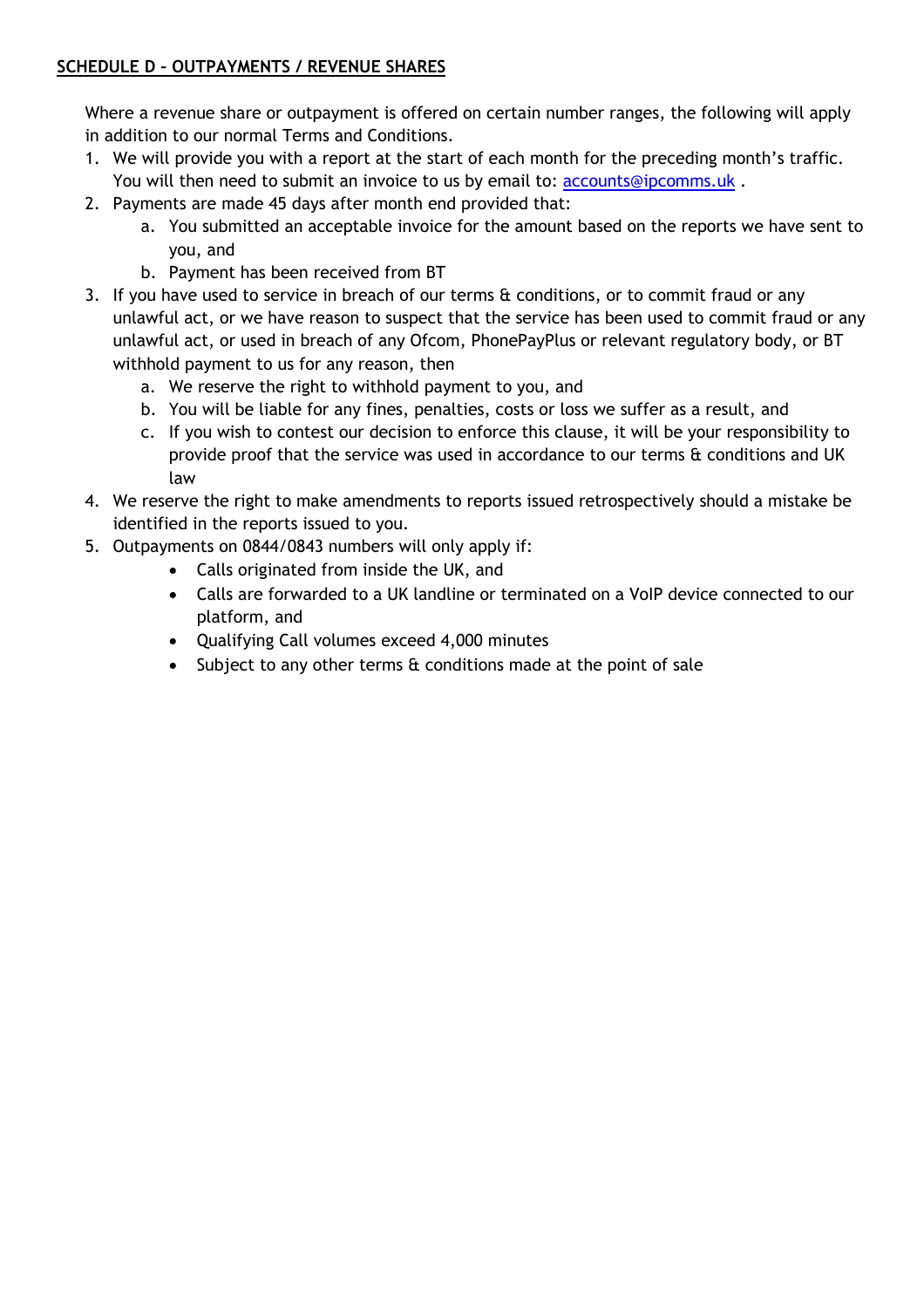## SCHEDULE D – OUTPAYMENTS / REVENUE SHARES

Where a revenue share or outpayment is offered on certain number ranges, the following will apply in addition to our normal Terms and Conditions.

1. We will provide you with a report at the start of each month for the preceding month's traffic. You will then need to submit an invoice to us by email to: [accounts@ipcomms.uk](mailto:accounts@ipcomms.uk) .
2. Payments are made 45 days after month end provided that:
   a. You submitted an acceptable invoice for the amount based on the reports we have sent to you, and
   b. Payment has been received from BT
3. If you have used to service in breach of our terms & conditions, or to commit fraud or any unlawful act, or we have reason to suspect that the service has been used to commit fraud or any unlawful act, or used in breach of any Ofcom, PhonePayPlus or relevant regulatory body, or BT withhold payment to us for any reason, then
   a. We reserve the right to withhold payment to you, and
   b. You will be liable for any fines, penalties, costs or loss we suffer as a result, and
   c. If you wish to contest our decision to enforce this clause, it will be your responsibility to provide proof that the service was used in accordance to our terms & conditions and UK law
4. We reserve the right to make amendments to reports issued retrospectively should a mistake be identified in the reports issued to you.
5. Outpayments on 0844/0843 numbers will only apply if:
   - Calls originated from inside the UK, and
   - Calls are forwarded to a UK landline or terminated on a VoIP device connected to our platform, and
   - Qualifying Call volumes exceed 4,000 minutes
   - Subject to any other terms & conditions made at the point of sale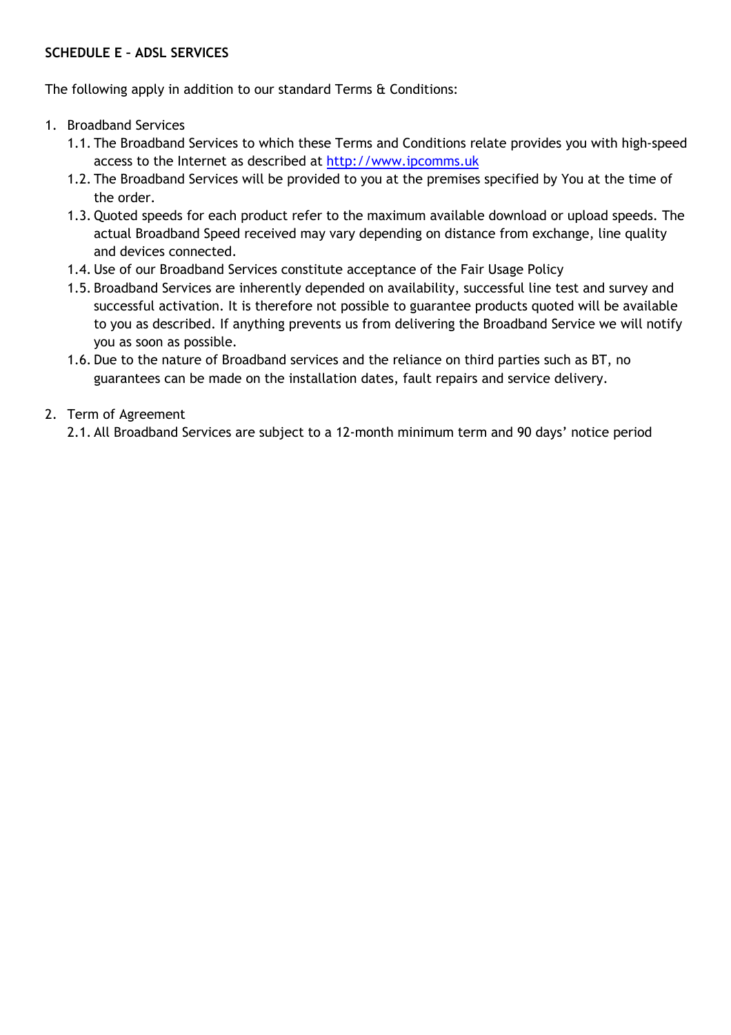**SCHEDULE E – ADSL SERVICES**

The following apply in addition to our standard Terms & Conditions:

1. Broadband Services
   1.1. The Broadband Services to which these Terms and Conditions relate provides you with high-speed access to the Internet as described at [http://www.ipcomms.uk](http://www.ipcomms.uk)
   1.2. The Broadband Services will be provided to you at the premises specified by You at the time of the order.
   1.3. Quoted speeds for each product refer to the maximum available download or upload speeds. The actual Broadband Speed received may vary depending on distance from exchange, line quality and devices connected.
   1.4. Use of our Broadband Services constitute acceptance of the Fair Usage Policy
   1.5. Broadband Services are inherently depended on availability, successful line test and survey and successful activation. It is therefore not possible to guarantee products quoted will be available to you as described. If anything prevents us from delivering the Broadband Service we will notify you as soon as possible.
   1.6. Due to the nature of Broadband services and the reliance on third parties such as BT, no guarantees can be made on the installation dates, fault repairs and service delivery.

2. Term of Agreement
   2.1. All Broadband Services are subject to a 12-month minimum term and 90 days' notice period